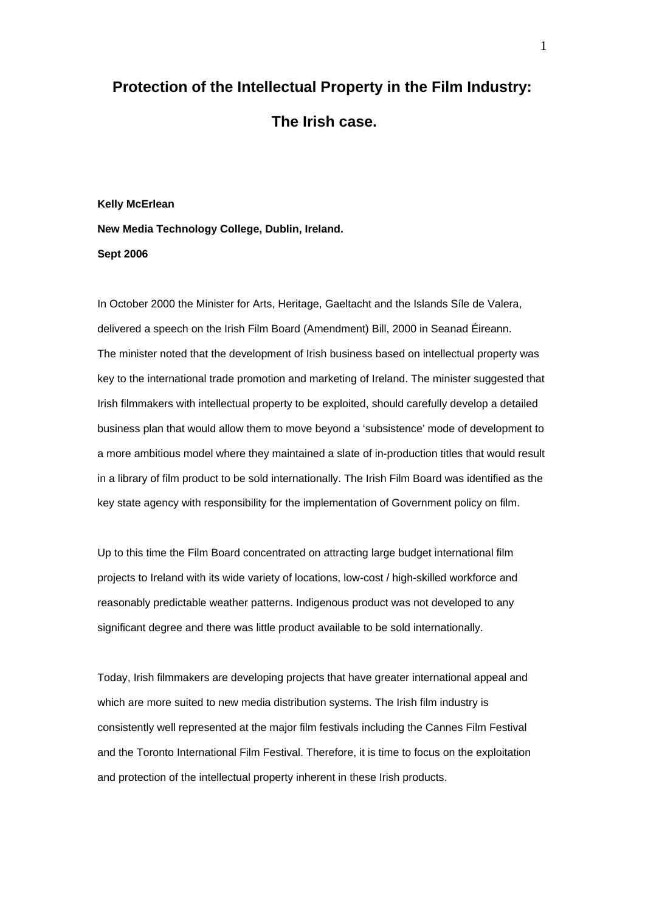# Protection of the Intellectual Property in the Film Industry: The Irish case.

**Kelly McErlean**

**New Media Technology College, Dublin, Ireland.**

**Sept 2006**

In October 2000 the Minister for Arts, Heritage, Gaeltacht and the Islands Síle de Valera, delivered a speech on the Irish Film Board (Amendment) Bill, 2000 in Seanad Éireann. The minister noted that the development of Irish business based on intellectual property was key to the international trade promotion and marketing of Ireland. The minister suggested that Irish filmmakers with intellectual property to be exploited, should carefully develop a detailed business plan that would allow them to move beyond a 'subsistence' mode of development to a more ambitious model where they maintained a slate of in-production titles that would result in a library of film product to be sold internationally. The Irish Film Board was identified as the key state agency with responsibility for the implementation of Government policy on film.

Up to this time the Film Board concentrated on attracting large budget international film projects to Ireland with its wide variety of locations, low-cost / high-skilled workforce and reasonably predictable weather patterns. Indigenous product was not developed to any significant degree and there was little product available to be sold internationally.

Today, Irish filmmakers are developing projects that have greater international appeal and which are more suited to new media distribution systems. The Irish film industry is consistently well represented at the major film festivals including the Cannes Film Festival and the Toronto International Film Festival. Therefore, it is time to focus on the exploitation and protection of the intellectual property inherent in these Irish products.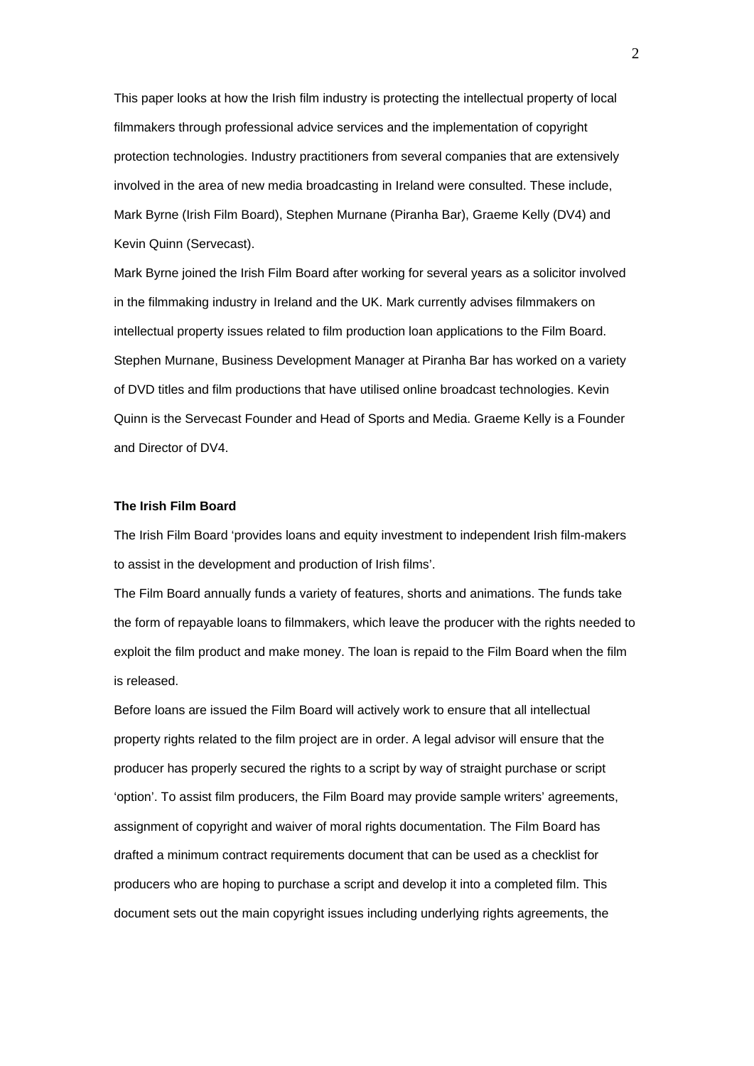This paper looks at how the Irish film industry is protecting the intellectual property of local filmmakers through professional advice services and the implementation of copyright protection technologies. Industry practitioners from several companies that are extensively involved in the area of new media broadcasting in Ireland were consulted. These include, Mark Byrne (Irish Film Board), Stephen Murnane (Piranha Bar), Graeme Kelly (DV4) and Kevin Quinn (Servecast).

Mark Byrne joined the Irish Film Board after working for several years as a solicitor involved in the filmmaking industry in Ireland and the UK. Mark currently advises filmmakers on intellectual property issues related to film production loan applications to the Film Board. Stephen Murnane, Business Development Manager at Piranha Bar has worked on a variety of DVD titles and film productions that have utilised online broadcast technologies. Kevin Quinn is the Servecast Founder and Head of Sports and Media. Graeme Kelly is a Founder and Director of DV4.

**The Irish Film Board**

The Irish Film Board 'provides loans and equity investment to independent Irish film-makers to assist in the development and production of Irish films'.

The Film Board annually funds a variety of features, shorts and animations. The funds take the form of repayable loans to filmmakers, which leave the producer with the rights needed to exploit the film product and make money. The loan is repaid to the Film Board when the film is released.

Before loans are issued the Film Board will actively work to ensure that all intellectual property rights related to the film project are in order. A legal advisor will ensure that the producer has properly secured the rights to a script by way of straight purchase or script 'option'. To assist film producers, the Film Board may provide sample writers' agreements, assignment of copyright and waiver of moral rights documentation. The Film Board has drafted a minimum contract requirements document that can be used as a checklist for producers who are hoping to purchase a script and develop it into a completed film. This document sets out the main copyright issues including underlying rights agreements, the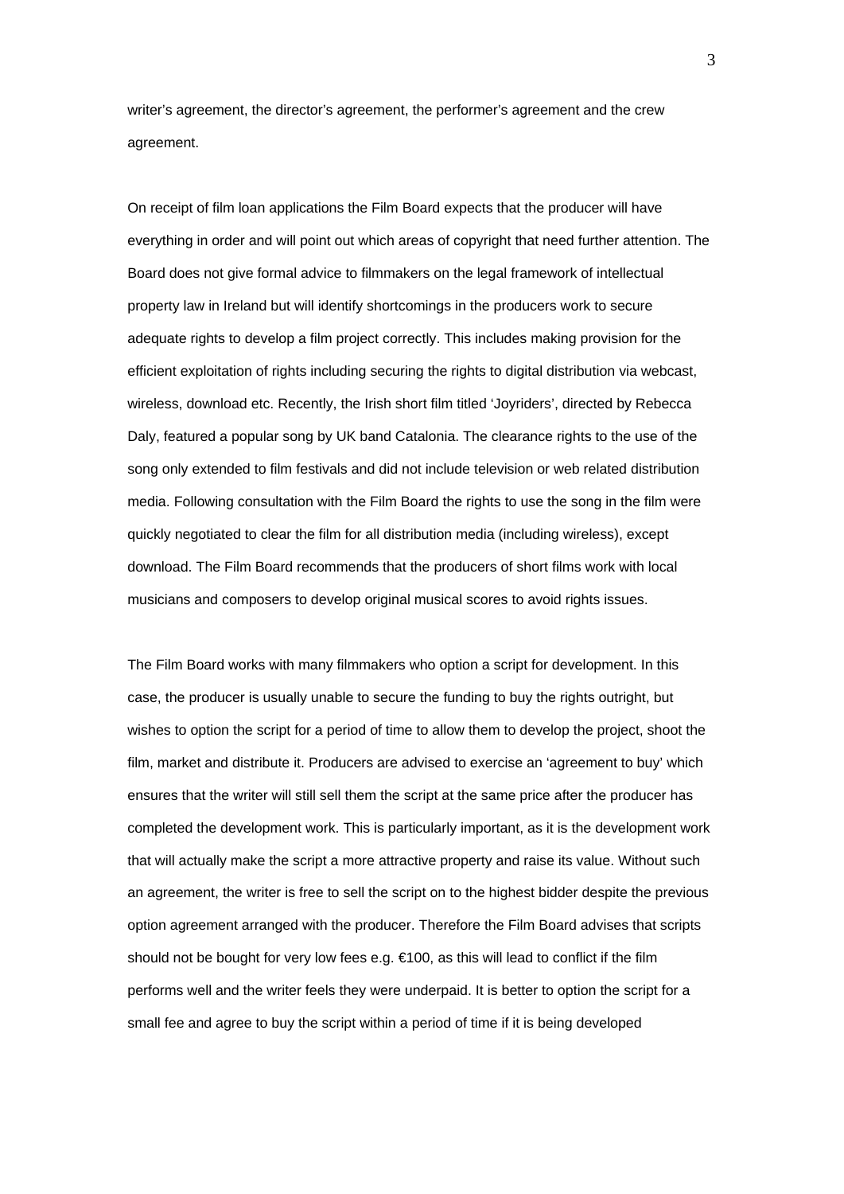writer's agreement, the director's agreement, the performer's agreement and the crew agreement.

On receipt of film loan applications the Film Board expects that the producer will have everything in order and will point out which areas of copyright that need further attention. The Board does not give formal advice to filmmakers on the legal framework of intellectual property law in Ireland but will identify shortcomings in the producers work to secure adequate rights to develop a film project correctly. This includes making provision for the efficient exploitation of rights including securing the rights to digital distribution via webcast, wireless, download etc. Recently, the Irish short film titled 'Joyriders', directed by Rebecca Daly, featured a popular song by UK band Catalonia. The clearance rights to the use of the song only extended to film festivals and did not include television or web related distribution media. Following consultation with the Film Board the rights to use the song in the film were quickly negotiated to clear the film for all distribution media (including wireless), except download. The Film Board recommends that the producers of short films work with local musicians and composers to develop original musical scores to avoid rights issues.

The Film Board works with many filmmakers who option a script for development. In this case, the producer is usually unable to secure the funding to buy the rights outright, but wishes to option the script for a period of time to allow them to develop the project, shoot the film, market and distribute it. Producers are advised to exercise an 'agreement to buy' which ensures that the writer will still sell them the script at the same price after the producer has completed the development work. This is particularly important, as it is the development work that will actually make the script a more attractive property and raise its value. Without such an agreement, the writer is free to sell the script on to the highest bidder despite the previous option agreement arranged with the producer. Therefore the Film Board advises that scripts should not be bought for very low fees e.g. €100, as this will lead to conflict if the film performs well and the writer feels they were underpaid. It is better to option the script for a small fee and agree to buy the script within a period of time if it is being developed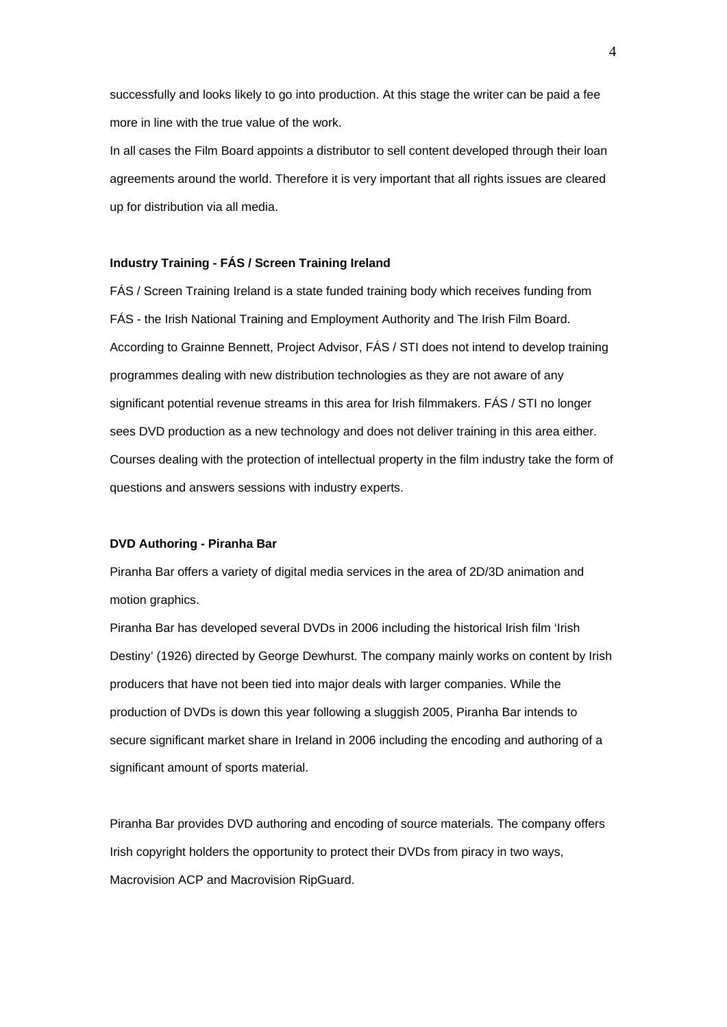successfully and looks likely to go into production. At this stage the writer can be paid a fee more in line with the true value of the work.

In all cases the Film Board appoints a distributor to sell content developed through their loan agreements around the world. Therefore it is very important that all rights issues are cleared up for distribution via all media.

**Industry Training - FÁS / Screen Training Ireland**

FÁS / Screen Training Ireland is a state funded training body which receives funding from FÁS - the Irish National Training and Employment Authority and The Irish Film Board. According to Grainne Bennett, Project Advisor, FÁS / STI does not intend to develop training programmes dealing with new distribution technologies as they are not aware of any significant potential revenue streams in this area for Irish filmmakers. FÁS / STI no longer sees DVD production as a new technology and does not deliver training in this area either. Courses dealing with the protection of intellectual property in the film industry take the form of questions and answers sessions with industry experts.

**DVD Authoring - Piranha Bar**

Piranha Bar offers a variety of digital media services in the area of 2D/3D animation and motion graphics.

Piranha Bar has developed several DVDs in 2006 including the historical Irish film 'Irish Destiny' (1926) directed by George Dewhurst. The company mainly works on content by Irish producers that have not been tied into major deals with larger companies. While the production of DVDs is down this year following a sluggish 2005, Piranha Bar intends to secure significant market share in Ireland in 2006 including the encoding and authoring of a significant amount of sports material.

Piranha Bar provides DVD authoring and encoding of source materials. The company offers Irish copyright holders the opportunity to protect their DVDs from piracy in two ways, Macrovision ACP and Macrovision RipGuard.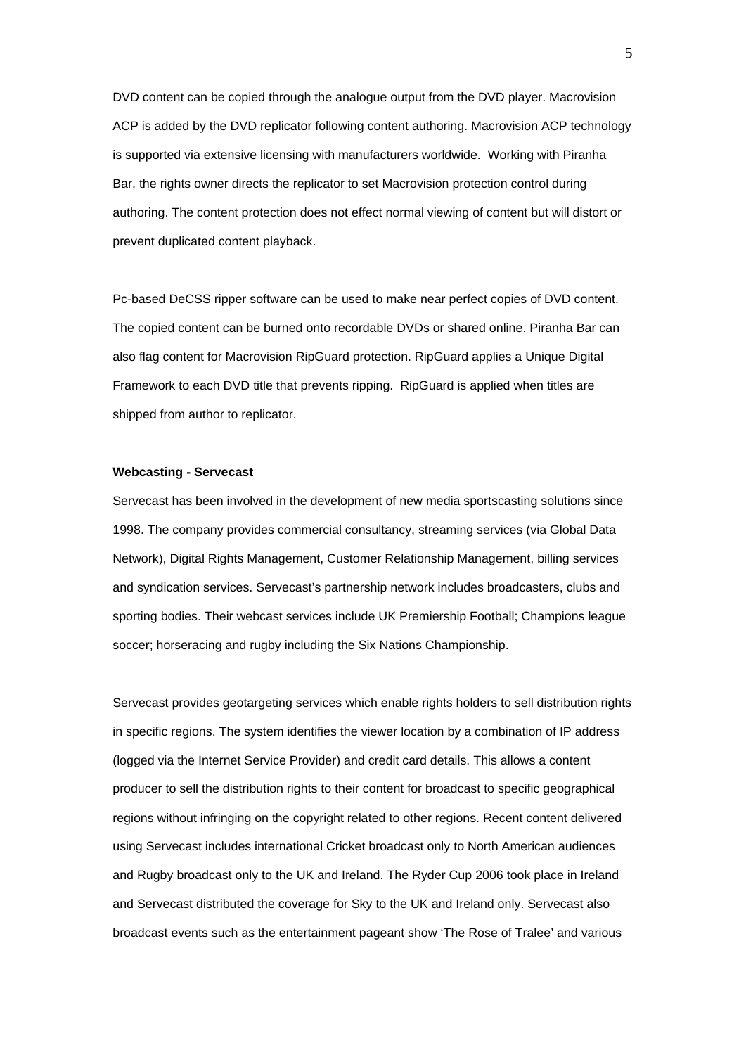DVD content can be copied through the analogue output from the DVD player. Macrovision ACP is added by the DVD replicator following content authoring. Macrovision ACP technology is supported via extensive licensing with manufacturers worldwide.  Working with Piranha Bar, the rights owner directs the replicator to set Macrovision protection control during authoring. The content protection does not effect normal viewing of content but will distort or prevent duplicated content playback.

Pc-based DeCSS ripper software can be used to make near perfect copies of DVD content. The copied content can be burned onto recordable DVDs or shared online. Piranha Bar can also flag content for Macrovision RipGuard protection. RipGuard applies a Unique Digital Framework to each DVD title that prevents ripping.  RipGuard is applied when titles are shipped from author to replicator.

**Webcasting - Servecast**

Servecast has been involved in the development of new media sportscasting solutions since 1998. The company provides commercial consultancy, streaming services (via Global Data Network), Digital Rights Management, Customer Relationship Management, billing services and syndication services. Servecast's partnership network includes broadcasters, clubs and sporting bodies. Their webcast services include UK Premiership Football; Champions league soccer; horseracing and rugby including the Six Nations Championship.

Servecast provides geotargeting services which enable rights holders to sell distribution rights in specific regions. The system identifies the viewer location by a combination of IP address (logged via the Internet Service Provider) and credit card details. This allows a content producer to sell the distribution rights to their content for broadcast to specific geographical regions without infringing on the copyright related to other regions. Recent content delivered using Servecast includes international Cricket broadcast only to North American audiences and Rugby broadcast only to the UK and Ireland. The Ryder Cup 2006 took place in Ireland and Servecast distributed the coverage for Sky to the UK and Ireland only. Servecast also broadcast events such as the entertainment pageant show 'The Rose of Tralee' and various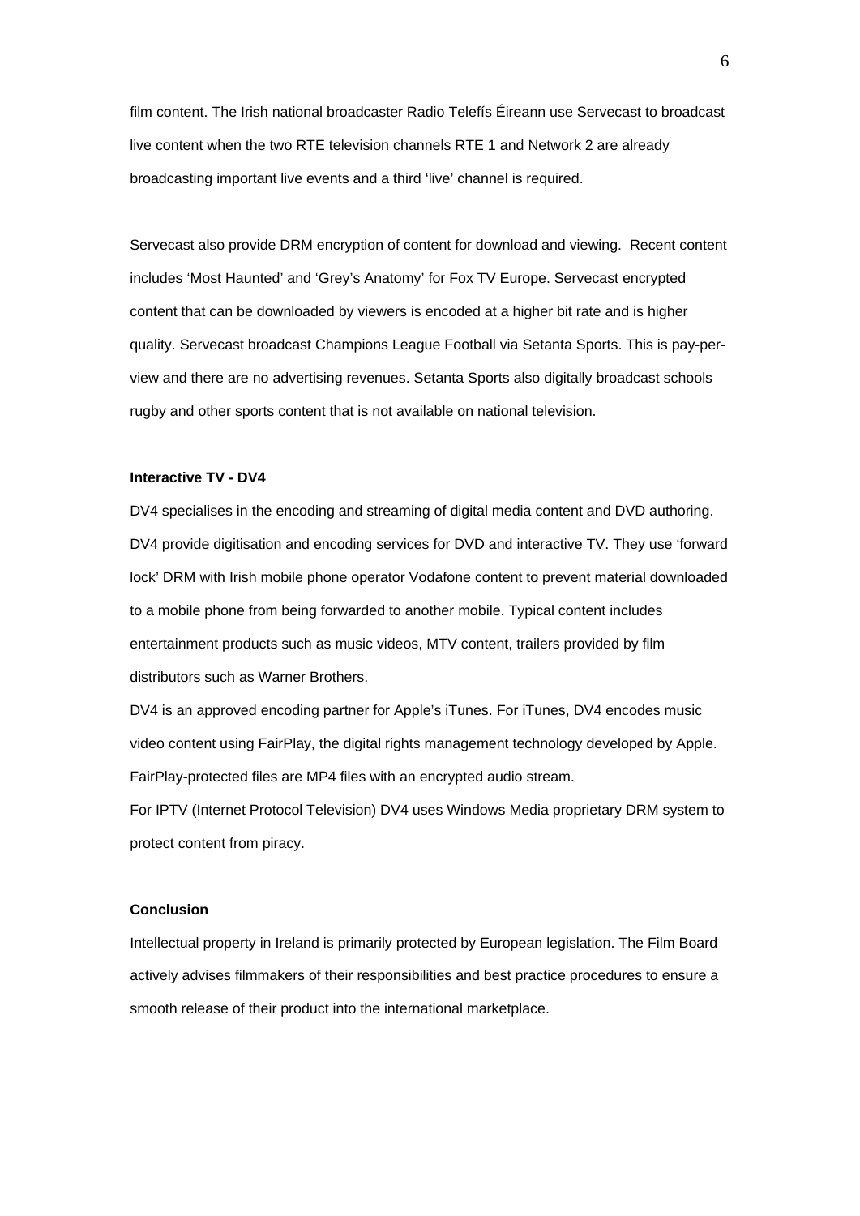film content. The Irish national broadcaster Radio Telefís Éireann use Servecast to broadcast live content when the two RTE television channels RTE 1 and Network 2 are already broadcasting important live events and a third 'live' channel is required.

Servecast also provide DRM encryption of content for download and viewing.  Recent content includes 'Most Haunted' and 'Grey's Anatomy' for Fox TV Europe. Servecast encrypted content that can be downloaded by viewers is encoded at a higher bit rate and is higher quality. Servecast broadcast Champions League Football via Setanta Sports. This is pay-per-view and there are no advertising revenues. Setanta Sports also digitally broadcast schools rugby and other sports content that is not available on national television.

**Interactive TV - DV4**

DV4 specialises in the encoding and streaming of digital media content and DVD authoring. DV4 provide digitisation and encoding services for DVD and interactive TV. They use 'forward lock' DRM with Irish mobile phone operator Vodafone content to prevent material downloaded to a mobile phone from being forwarded to another mobile. Typical content includes entertainment products such as music videos, MTV content, trailers provided by film distributors such as Warner Brothers.

DV4 is an approved encoding partner for Apple's iTunes. For iTunes, DV4 encodes music video content using FairPlay, the digital rights management technology developed by Apple. FairPlay-protected files are MP4 files with an encrypted audio stream.

For IPTV (Internet Protocol Television) DV4 uses Windows Media proprietary DRM system to protect content from piracy.

**Conclusion**

Intellectual property in Ireland is primarily protected by European legislation. The Film Board actively advises filmmakers of their responsibilities and best practice procedures to ensure a smooth release of their product into the international marketplace.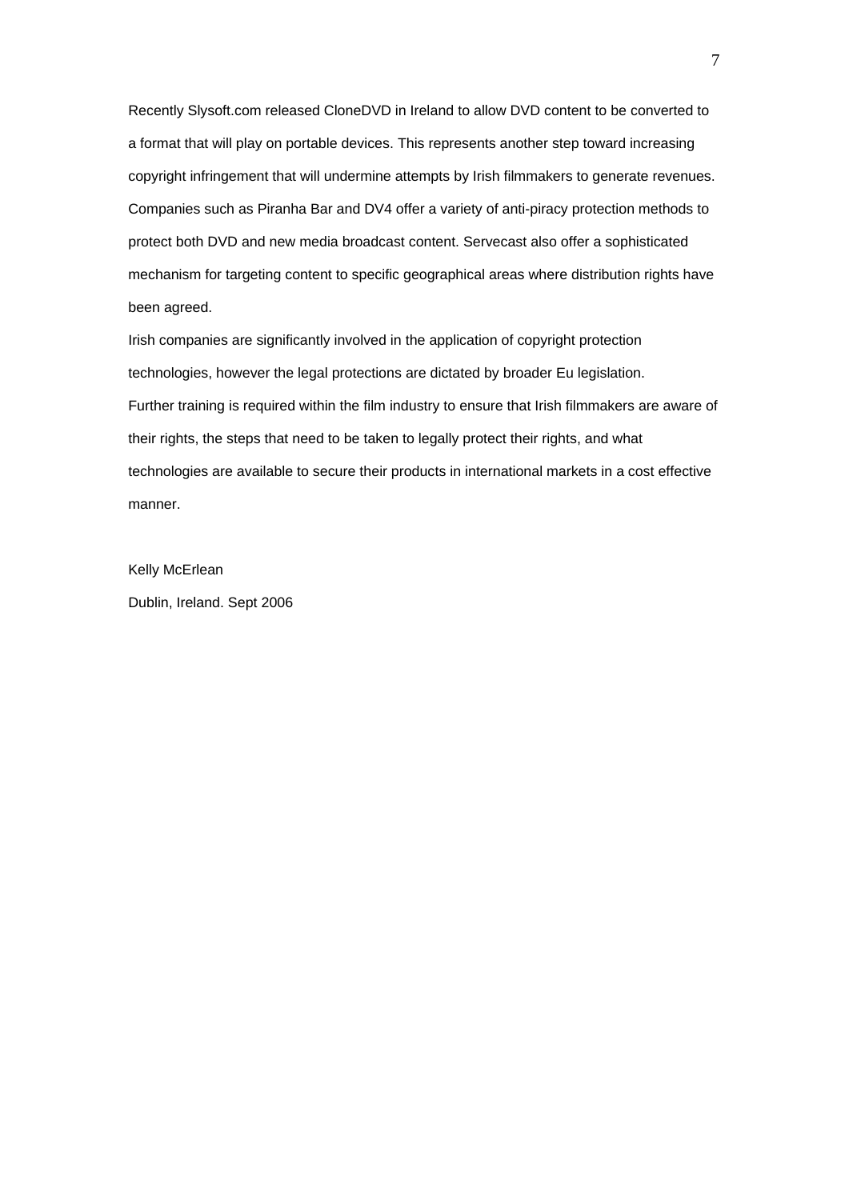Recently Slysoft.com released CloneDVD in Ireland to allow DVD content to be converted to a format that will play on portable devices. This represents another step toward increasing copyright infringement that will undermine attempts by Irish filmmakers to generate revenues. Companies such as Piranha Bar and DV4 offer a variety of anti-piracy protection methods to protect both DVD and new media broadcast content. Servecast also offer a sophisticated mechanism for targeting content to specific geographical areas where distribution rights have been agreed.

Irish companies are significantly involved in the application of copyright protection technologies, however the legal protections are dictated by broader Eu legislation.

Further training is required within the film industry to ensure that Irish filmmakers are aware of their rights, the steps that need to be taken to legally protect their rights, and what technologies are available to secure their products in international markets in a cost effective manner.

Kelly McErlean

Dublin, Ireland. Sept 2006